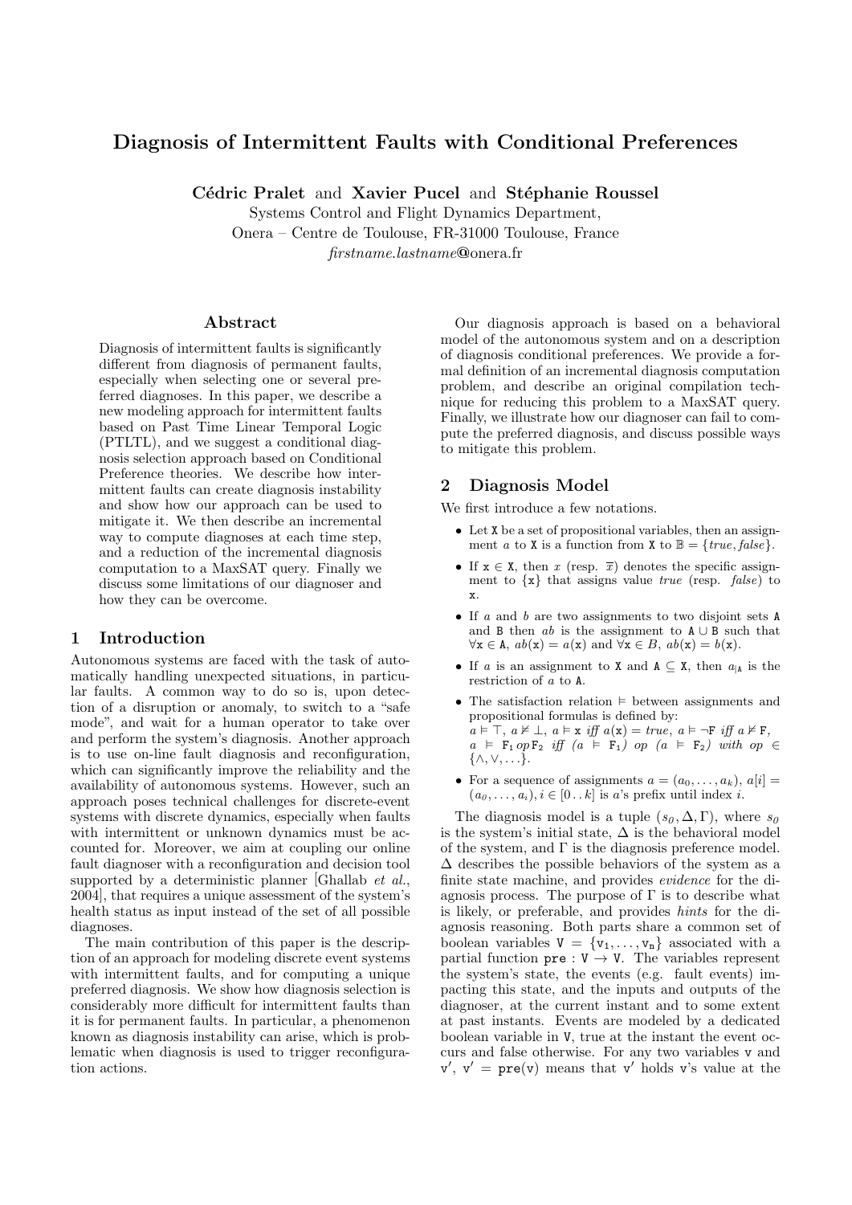# Diagnosis of Intermittent Faults with Conditional Preferences

**Cédric Pralet** and **Xavier Pucel** and **Stéphanie Roussel**
Systems Control and Flight Dynamics Department,
Onera – Centre de Toulouse, FR-31000 Toulouse, France
*firstname.lastname*@onera.fr

## Abstract

Diagnosis of intermittent faults is significantly different from diagnosis of permanent faults, especially when selecting one or several preferred diagnoses. In this paper, we describe a new modeling approach for intermittent faults based on Past Time Linear Temporal Logic (PTLTL), and we suggest a conditional diagnosis selection approach based on Conditional Preference theories. We describe how intermittent faults can create diagnosis instability and show how our approach can be used to mitigate it. We then describe an incremental way to compute diagnoses at each time step, and a reduction of the incremental diagnosis computation to a MaxSAT query. Finally we discuss some limitations of our diagnoser and how they can be overcome.

## 1 Introduction

Autonomous systems are faced with the task of automatically handling unexpected situations, in particular faults. A common way to do so is, upon detection of a disruption or anomaly, to switch to a "safe mode", and wait for a human operator to take over and perform the system's diagnosis. Another approach is to use on-line fault diagnosis and reconfiguration, which can significantly improve the reliability and the availability of autonomous systems. However, such an approach poses technical challenges for discrete-event systems with discrete dynamics, especially when faults with intermittent or unknown dynamics must be accounted for. Moreover, we aim at coupling our online fault diagnoser with a reconfiguration and decision tool supported by a deterministic planner [Ghallab *et al.*, 2004], that requires a unique assessment of the system's health status as input instead of the set of all possible diagnoses.

The main contribution of this paper is the description of an approach for modeling discrete event systems with intermittent faults, and for computing a unique preferred diagnosis. We show how diagnosis selection is considerably more difficult for intermittent faults than it is for permanent faults. In particular, a phenomenon known as diagnosis instability can arise, which is problematic when diagnosis is used to trigger reconfiguration actions.

Our diagnosis approach is based on a behavioral model of the autonomous system and on a description of diagnosis conditional preferences. We provide a formal definition of an incremental diagnosis computation problem, and describe an original compilation technique for reducing this problem to a MaxSAT query. Finally, we illustrate how our diagnoser can fail to compute the preferred diagnosis, and discuss possible ways to mitigate this problem.

## 2 Diagnosis Model

We first introduce a few notations.

- Let $\mathtt{X}$ be a set of propositional variables, then an assignment $a$ to $\mathtt{X}$ is a function from $\mathtt{X}$ to $\mathbb{B} = \{true, false\}$.
- If $\mathtt{x} \in \mathtt{X}$, then $x$ (resp. $\overline{x}$) denotes the specific assignment to $\{\mathtt{x}\}$ that assigns value *true* (resp. *false*) to $\mathtt{x}$.
- If $a$ and $b$ are two assignments to two disjoint sets $\mathtt{A}$ and $\mathtt{B}$ then $ab$ is the assignment to $\mathtt{A} \cup \mathtt{B}$ such that $\forall \mathtt{x} \in \mathtt{A}$, $ab(\mathtt{x}) = a(\mathtt{x})$ and $\forall \mathtt{x} \in B$, $ab(\mathtt{x}) = b(\mathtt{x})$.
- If $a$ is an assignment to $\mathtt{X}$ and $\mathtt{A} \subseteq \mathtt{X}$, then $a_{|\mathtt{A}}$ is the restriction of $a$ to $\mathtt{A}$.
- The satisfaction relation $\models$ between assignments and propositional formulas is defined by: $a \models \top$, $a \not\models \bot$, $a \models \mathtt{x}$ *iff* $a(\mathtt{x}) = true$, $a \models \neg\mathtt{F}$ *iff* $a \not\models \mathtt{F}$, $a \models \mathtt{F}_1\, op\, \mathtt{F}_2$ *iff* $(a \models \mathtt{F}_1)$ *op* $(a \models \mathtt{F}_2)$ *with* $op \in \{\wedge, \vee, \ldots\}$.
- For a sequence of assignments $a = (a_0, \ldots, a_k)$, $a[i] = (a_0, \ldots, a_i), i \in [0 \mathinner{..} k]$ is $a$'s prefix until index $i$.

The diagnosis model is a tuple $(s_0, \Delta, \Gamma)$, where $s_0$ is the system's initial state, $\Delta$ is the behavioral model of the system, and $\Gamma$ is the diagnosis preference model. $\Delta$ describes the possible behaviors of the system as a finite state machine, and provides *evidence* for the diagnosis process. The purpose of $\Gamma$ is to describe what is likely, or preferable, and provides *hints* for the diagnosis reasoning. Both parts share a common set of boolean variables $\mathtt{V} = \{\mathtt{v_1}, \ldots, \mathtt{v_n}\}$ associated with a partial function $\mathtt{pre} : \mathtt{V} \to \mathtt{V}$. The variables represent the system's state, the events (e.g. fault events) impacting this state, and the inputs and outputs of the diagnoser, at the current instant and to some extent at past instants. Events are modeled by a dedicated boolean variable in $\mathtt{V}$, true at the instant the event occurs and false otherwise. For any two variables $\mathtt{v}$ and $\mathtt{v}'$, $\mathtt{v}' = \mathtt{pre}(\mathtt{v})$ means that $\mathtt{v}'$ holds $\mathtt{v}$'s value at the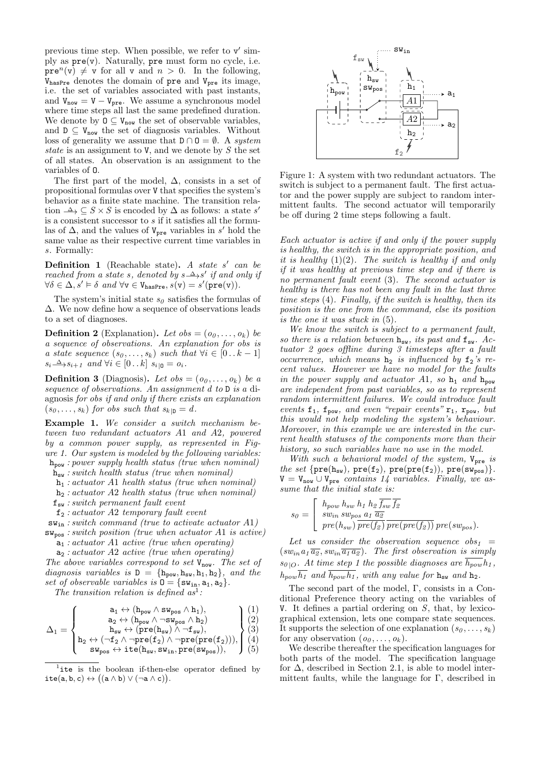previous time step. When possible, we refer to $\mathtt{v}'$ simply as $\mathtt{pre}(\mathtt{v})$. Naturally, $\mathtt{pre}$ must form no cycle, i.e. $\mathtt{pre}^n(\mathtt{v}) \neq \mathtt{v}$ for all $\mathtt{v}$ and $n > 0$. In the following, $\mathtt{V}_{\mathtt{hasPre}}$ denotes the domain of $\mathtt{pre}$ and $\mathtt{V}_{\mathtt{pre}}$ its image, i.e. the set of variables associated with past instants, and $\mathtt{V}_{\mathtt{now}} = \mathtt{V} - \mathtt{V}_{\mathtt{pre}}$. We assume a synchronous model where time steps all last the same predefined duration. We denote by $\mathtt{O} \subseteq \mathtt{V}_{\mathtt{now}}$ the set of observable variables, and $\mathtt{D} \subseteq \mathtt{V}_{\mathtt{now}}$ the set of diagnosis variables. Without loss of generality we assume that $\mathtt{D} \cap \mathtt{O} = \emptyset$. A *system state* is an assignment to $\mathtt{V}$, and we denote by $S$ the set of all states. An observation is an assignment to the variables of $\mathtt{O}$.

The first part of the model, $\Delta$, consists in a set of propositional formulas over $\mathtt{V}$ that specifies the system's behavior as a finite state machine. The transition relation $\xrightarrow{\Delta} \subseteq S \times S$ is encoded by $\Delta$ as follows: a state $s'$ is a consistent successor to $s$ if it satisfies all the formulas of $\Delta$, and the values of $\mathtt{V}_{\mathtt{pre}}$ variables in $s'$ hold the same value as their respective current time variables in $s$. Formally:

**Definition 1** (Reachable state)**.** *A state $s'$ can be reached from a state $s$, denoted by $s \xrightarrow{\Delta} s'$ if and only if $\forall \delta \in \Delta, s' \models \delta$ and $\forall \mathtt{v} \in \mathtt{V}_{\mathtt{hasPre}}, s(\mathtt{v}) = s'(\mathtt{pre}(\mathtt{v}))$.*

The system's initial state $s_0$ satisfies the formulas of $\Delta$. We now define how a sequence of observations leads to a set of diagnoses.

**Definition 2** (Explanation)**.** *Let $obs = (o_0, \ldots, o_k)$ be a sequence of observations. An explanation for obs is a state sequence $(s_0, \ldots, s_k)$ such that $\forall i \in [0\,..\,k-1]$ $s_i \xrightarrow{\Delta} s_{i+1}$ and $\forall i \in [0\,..\,k]$ $s_{i|\mathtt{O}} = o_i$.*

**Definition 3** (Diagnosis)**.** *Let $obs = (o_0, \ldots, o_k)$ be a sequence of observations. An assignment $d$ to $\mathtt{D}$ is a diagnosis for obs if and only if there exists an explanation $(s_0, \ldots, s_k)$ for obs such that $s_{k|\mathtt{D}} = d$.*

**Example 1.** *We consider a switch mechanism between two redundant actuators A1 and A2, powered by a common power supply, as represented in Figure 1. Our system is modeled by the following variables:*

- $\mathtt{h}_{\mathtt{pow}}$ *: power supply health status (true when nominal)*
- $\mathtt{h}_{\mathtt{sw}}$ *: switch health status (true when nominal)*
- $\mathtt{h}_1$ *: actuator A1 health status (true when nominal)*
- $\mathtt{h}_2$ *: actuator A2 health status (true when nominal)*
- $\mathtt{f}_{\mathtt{sw}}$ *: switch permanent fault event*
- $\mathtt{f}_2$ *: actuator A2 temporary fault event*
- $\mathtt{sw}_{\mathtt{in}}$ *: switch command (true to activate actuator A1)*
- $\mathtt{sw}_{\mathtt{pos}}$ *: switch position (true when actuator A1 is active)*
- $\mathtt{a}_1$ *: actuator A1 active (true when operating)*
- $\mathtt{a}_2$ *: actuator A2 active (true when operating)*

*The above variables correspond to set $\mathtt{V}_{\mathtt{now}}$. The set of diagnosis variables is $\mathtt{D} = \{\mathtt{h}_{\mathtt{pow}}, \mathtt{h}_{\mathtt{sw}}, \mathtt{h}_1, \mathtt{h}_2\}$, and the set of observable variables is $\mathtt{O} = \{\mathtt{sw}_{\mathtt{in}}, \mathtt{a}_1, \mathtt{a}_2\}$.*

*The transition relation is defined as*[1]*:*

$$\Delta_1 = \left\{ \begin{array}{c} \mathtt{a}_1 \leftrightarrow (\mathtt{h}_{\mathtt{pow}} \wedge \mathtt{sw}_{\mathtt{pos}} \wedge \mathtt{h}_1), \\ \mathtt{a}_2 \leftrightarrow (\mathtt{h}_{\mathtt{pow}} \wedge \neg\mathtt{sw}_{\mathtt{pos}} \wedge \mathtt{h}_2) \\ \mathtt{h}_{\mathtt{sw}} \leftrightarrow (\mathtt{pre}(\mathtt{h}_{\mathtt{sw}}) \wedge \neg\mathtt{f}_{\mathtt{sw}}), \\ \mathtt{h}_2 \leftrightarrow (\neg\mathtt{f}_2 \wedge \neg\mathtt{pre}(\mathtt{f}_2) \wedge \neg\mathtt{pre}(\mathtt{pre}(\mathtt{f}_2))), \\ \mathtt{sw}_{\mathtt{pos}} \leftrightarrow \mathtt{ite}(\mathtt{h}_{\mathtt{sw}}, \mathtt{sw}_{\mathtt{in}}, \mathtt{pre}(\mathtt{sw}_{\mathtt{pos}})), \end{array} \right\} \begin{array}{c} (1) \\ (2) \\ (3) \\ (4) \\ (5) \end{array}$$

[1] $\mathtt{ite}$ is the boolean if-then-else operator defined by $\mathtt{ite}(\mathtt{a}, \mathtt{b}, \mathtt{c}) \leftrightarrow ((\mathtt{a} \wedge \mathtt{b}) \vee (\neg\mathtt{a} \wedge \mathtt{c}))$.

Figure 1: A system with two redundant actuators. The switch is subject to a permanent fault. The first actuator and the power supply are subject to random intermittent faults. The second actuator will temporarily be off during 2 time steps following a fault.

*Each actuator is active if and only if the power supply is healthy, the switch is in the appropriate position, and it is healthy (1)(2). The switch is healthy if and only if it was healthy at previous time step and if there is no permanent fault event (3). The second actuator is healthy is there has not been any fault in the last three time steps (4). Finally, if the switch is healthy, then its position is the one from the command, else its position is the one it was stuck in (5).*

*We know the switch is subject to a permanent fault, so there is a relation between $\mathtt{h}_{\mathtt{sw}}$, its past and $\mathtt{f}_{\mathtt{sw}}$. Actuator 2 goes offline during 3 timesteps after a fault occurrence, which means $\mathtt{h}_2$ is influenced by $\mathtt{f}_2$'s recent values. However we have no model for the faults in the power supply and actuator A1, so $\mathtt{h}_1$ and $\mathtt{h}_{\mathtt{pow}}$ are independent from past variables, so as to represent random intermittent failures. We could introduce fault events $\mathtt{f}_1$, $\mathtt{f}_{\mathtt{pow}}$, and even "repair events" $\mathtt{r}_1$, $\mathtt{r}_{\mathtt{pow}}$, but this would not help modeling the system's behaviour. Moreover, in this example we are interested in the current health statuses of the components more than their history, so such variables have no use in the model.*

*With such a behavioral model of the system, $\mathtt{V}_{\mathtt{pre}}$ is the set $\{\mathtt{pre}(\mathtt{h}_{\mathtt{sw}}), \mathtt{pre}(\mathtt{f}_2), \mathtt{pre}(\mathtt{pre}(\mathtt{f}_2)), \mathtt{pre}(\mathtt{sw}_{\mathtt{pos}})\}$. $\mathtt{V} = \mathtt{V}_{\mathtt{now}} \cup \mathtt{V}_{\mathtt{pre}}$ contains 14 variables. Finally, we assume that the initial state is:*

$$s_0 = \left[ \begin{array}{l} h_{pow}\, h_{sw}\, h_1\, h_2\, \overline{f_{sw}}\, \overline{f_2} \\ sw_{in}\, sw_{pos}\, a_1\, \overline{a_2} \\ pre(h_{sw})\, \overline{pre(f_2)}\, \overline{pre(pre(f_2))}\, pre(sw_{pos}). \end{array} \right.$$

*Let us consider the observation sequence $obs_1 = (sw_{in}\, a_1\, \overline{a_2}, sw_{in}\, \overline{a_1}\, \overline{a_2})$. The first observation is simply $s_{0|O}$. At time step 1 the possible diagnoses are $\overline{h_{pow}}\, h_1$, $h_{pow}\, \overline{h_1}$ and $\overline{h_{pow}}\, \overline{h_1}$, with any value for $\mathtt{h}_{\mathtt{sw}}$ and $\mathtt{h}_2$.*

The second part of the model, $\Gamma$, consists in a Conditional Preference theory acting on the variables of $\mathtt{V}$. It defines a partial ordering on $S$, that, by lexicographical extension, lets one compare state sequences. It supports the selection of one explanation $(s_0, \ldots, s_k)$ for any observation $(o_0, \ldots, o_k)$.

We describe thereafter the specification languages for both parts of the model. The specification language for $\Delta$, described in Section 2.1, is able to model intermittent faults, while the language for $\Gamma$, described in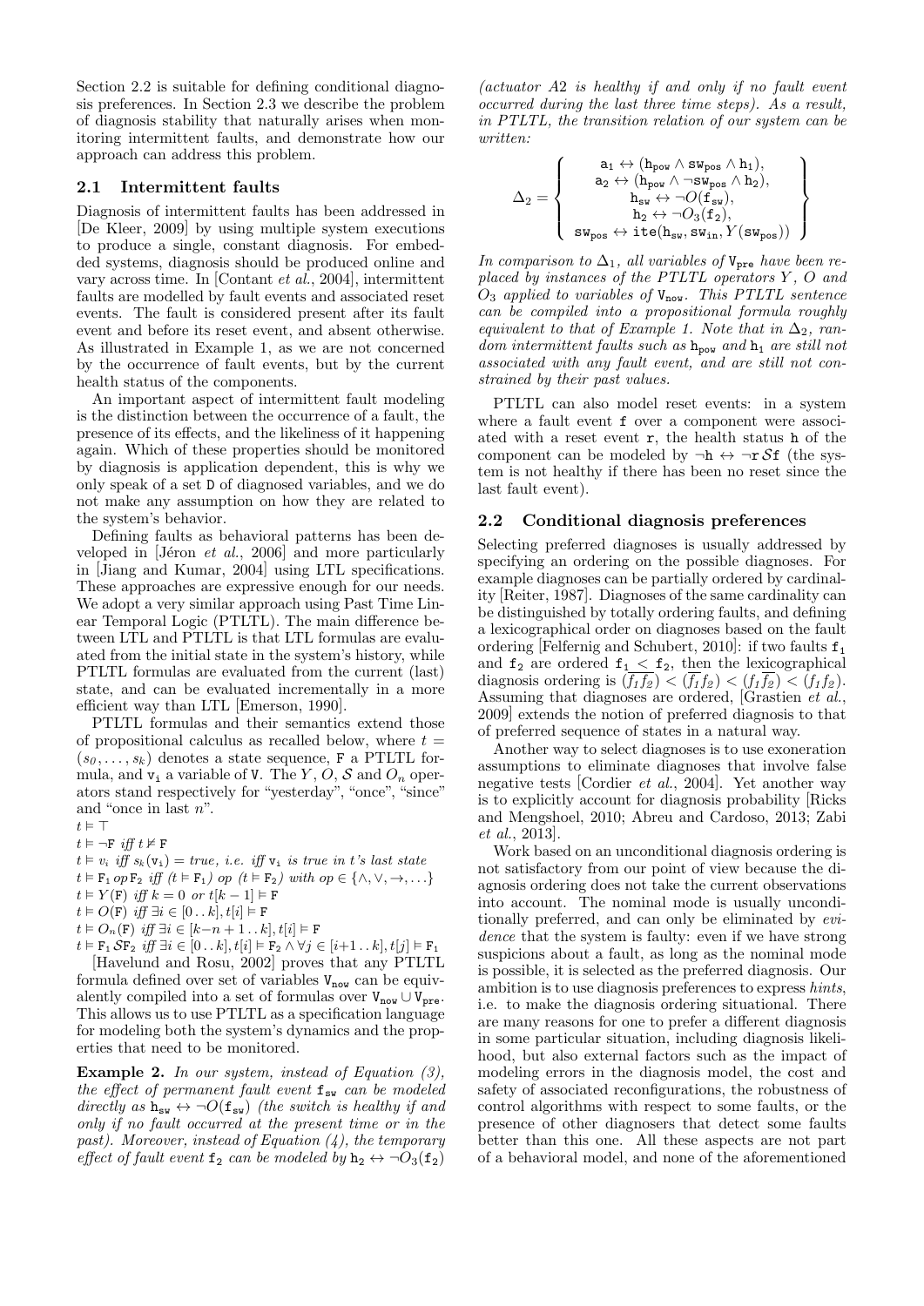Section 2.2 is suitable for defining conditional diagnosis preferences. In Section 2.3 we describe the problem of diagnosis stability that naturally arises when monitoring intermittent faults, and demonstrate how our approach can address this problem.

### 2.1 Intermittent faults

Diagnosis of intermittent faults has been addressed in [De Kleer, 2009] by using multiple system executions to produce a single, constant diagnosis. For embedded systems, diagnosis should be produced online and vary across time. In [Contant *et al.*, 2004], intermittent faults are modelled by fault events and associated reset events. The fault is considered present after its fault event and before its reset event, and absent otherwise. As illustrated in Example 1, as we are not concerned by the occurrence of fault events, but by the current health status of the components.

An important aspect of intermittent fault modeling is the distinction between the occurrence of a fault, the presence of its effects, and the likeliness of it happening again. Which of these properties should be monitored by diagnosis is application dependent, this is why we only speak of a set D of diagnosed variables, and we do not make any assumption on how they are related to the system's behavior.

Defining faults as behavioral patterns has been developed in [Jéron *et al.*, 2006] and more particularly in [Jiang and Kumar, 2004] using LTL specifications. These approaches are expressive enough for our needs. We adopt a very similar approach using Past Time Linear Temporal Logic (PTLTL). The main difference between LTL and PTLTL is that LTL formulas are evaluated from the initial state in the system's history, while PTLTL formulas are evaluated from the current (last) state, and can be evaluated incrementally in a more efficient way than LTL [Emerson, 1990].

PTLTL formulas and their semantics extend those of propositional calculus as recalled below, where $t = (s_0, \ldots, s_k)$ denotes a state sequence, F a PTLTL formula, and $\mathtt{v_i}$ a variable of V. The $Y$, $O$, $\mathcal{S}$ and $O_n$ operators stand respectively for "yesterday", "once", "since" and "once in last $n$".

$t \models \top$
$t \models \neg\mathtt{F}$ *iff* $t \not\models \mathtt{F}$
$t \models v_i$ *iff* $s_k(\mathtt{v_i}) = true$*, i.e. iff* $\mathtt{v_i}$ *is true in* $t$*'s last state*
$t \models \mathtt{F_1}\, op\, \mathtt{F_2}$ *iff* $(t \models \mathtt{F_1})$ *op* $(t \models \mathtt{F_2})$ *with* $op \in \{\wedge, \vee, \rightarrow, \ldots\}$
$t \models Y(\mathtt{F})$ *iff* $k = 0$ *or* $t[k-1] \models \mathtt{F}$
$t \models O(\mathtt{F})$ *iff* $\exists i \in [0\,..\,k], t[i] \models \mathtt{F}$
$t \models O_n(\mathtt{F})$ *iff* $\exists i \in [k{-}n+1\,..\,k], t[i] \models \mathtt{F}$
$t \models \mathtt{F_1}\,\mathcal{S}\mathtt{F_2}$ *iff* $\exists i \in [0\,..\,k], t[i] \models \mathtt{F_2} \wedge \forall j \in [i{+}1\,..\,k], t[j] \models \mathtt{F_1}$

[Havelund and Rosu, 2002] proves that any PTLTL formula defined over set of variables $\mathtt{V_{now}}$ can be equivalently compiled into a set of formulas over $\mathtt{V_{now}} \cup \mathtt{V_{pre}}$. This allows us to use PTLTL as a specification language for modeling both the system's dynamics and the properties that need to be monitored.

**Example 2.** *In our system, instead of Equation (3), the effect of permanent fault event* $\mathtt{f_{sw}}$ *can be modeled directly as* $\mathtt{h_{sw}} \leftrightarrow \neg O(\mathtt{f_{sw}})$ *(the switch is healthy if and only if no fault occurred at the present time or in the past). Moreover, instead of Equation (4), the temporary effect of fault event* $\mathtt{f_2}$ *can be modeled by* $\mathtt{h_2} \leftrightarrow \neg O_3(\mathtt{f_2})$ *(actuator A2 is healthy if and only if no fault event occurred during the last three time steps). As a result, in PTLTL, the transition relation of our system can be written:*

$$\Delta_2 = \left\{ \begin{array}{c} \mathtt{a_1} \leftrightarrow (\mathtt{h_{pow}} \wedge \mathtt{sw_{pos}} \wedge \mathtt{h_1}), \\ \mathtt{a_2} \leftrightarrow (\mathtt{h_{pow}} \wedge \neg\mathtt{sw_{pos}} \wedge \mathtt{h_2}), \\ \mathtt{h_{sw}} \leftrightarrow \neg O(\mathtt{f_{sw}}), \\ \mathtt{h_2} \leftrightarrow \neg O_3(\mathtt{f_2}), \\ \mathtt{sw_{pos}} \leftrightarrow \mathtt{ite}(\mathtt{h_{sw}}, \mathtt{sw_{in}}, Y(\mathtt{sw_{pos}})) \end{array} \right\}$$

*In comparison to* $\Delta_1$*, all variables of* $\mathtt{V_{pre}}$ *have been replaced by instances of the PTLTL operators* $Y$*,* $O$ *and* $O_3$ *applied to variables of* $\mathtt{V_{now}}$*. This PTLTL sentence can be compiled into a propositional formula roughly equivalent to that of Example 1. Note that in* $\Delta_2$*, random intermittent faults such as* $\mathtt{h_{pow}}$ *and* $\mathtt{h_1}$ *are still not associated with any fault event, and are still not constrained by their past values.*

PTLTL can also model reset events: in a system where a fault event f over a component were associated with a reset event r, the health status h of the component can be modeled by $\neg\mathtt{h} \leftrightarrow \neg\mathtt{r}\,\mathcal{S}\mathtt{f}$ (the system is not healthy if there has been no reset since the last fault event).

### 2.2 Conditional diagnosis preferences

Selecting preferred diagnoses is usually addressed by specifying an ordering on the possible diagnoses. For example diagnoses can be partially ordered by cardinality [Reiter, 1987]. Diagnoses of the same cardinality can be distinguished by totally ordering faults, and defining a lexicographical order on diagnoses based on the fault ordering [Felfernig and Schubert, 2010]: if two faults $\mathtt{f_1}$ and $\mathtt{f_2}$ are ordered $\mathtt{f_1} < \mathtt{f_2}$, then the lexicographical diagnosis ordering is $(\overline{f_1}\,\overline{f_2}) < (\overline{f_1} f_2) < (f_1 \overline{f_2}) < (f_1 f_2)$. Assuming that diagnoses are ordered, [Grastien *et al.*, 2009] extends the notion of preferred diagnosis to that of preferred sequence of states in a natural way.

Another way to select diagnoses is to use exoneration assumptions to eliminate diagnoses that involve false negative tests [Cordier *et al.*, 2004]. Yet another way is to explicitly account for diagnosis probability [Ricks and Mengshoel, 2010; Abreu and Cardoso, 2013; Zabi *et al.*, 2013].

Work based on an unconditional diagnosis ordering is not satisfactory from our point of view because the diagnosis ordering does not take the current observations into account. The nominal mode is usually unconditionally preferred, and can only be eliminated by *evidence* that the system is faulty: even if we have strong suspicions about a fault, as long as the nominal mode is possible, it is selected as the preferred diagnosis. Our ambition is to use diagnosis preferences to express *hints*, i.e. to make the diagnosis ordering situational. There are many reasons for one to prefer a different diagnosis in some particular situation, including diagnosis likelihood, but also external factors such as the impact of modeling errors in the diagnosis model, the cost and safety of associated reconfigurations, the robustness of control algorithms with respect to some faults, or the presence of other diagnosers that detect some faults better than this one. All these aspects are not part of a behavioral model, and none of the aforementioned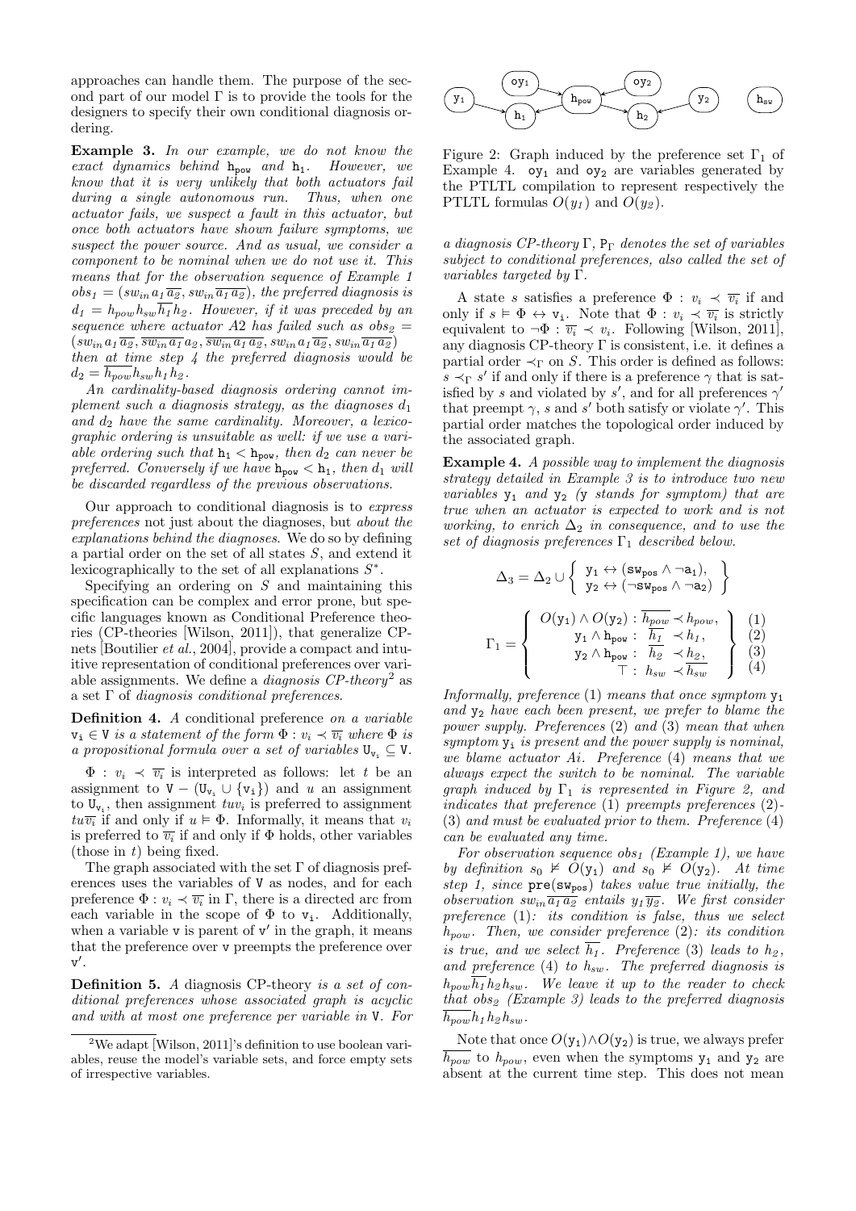approaches can handle them. The purpose of the second part of our model Γ is to provide the tools for the designers to specify their own conditional diagnosis ordering.

**Example 3.** *In our example, we do not know the exact dynamics behind* $\mathtt{h_{pow}}$ *and* $\mathtt{h_1}$*. However, we know that it is very unlikely that both actuators fail during a single autonomous run. Thus, when one actuator fails, we suspect a fault in this actuator, but once both actuators have shown failure symptoms, we suspect the power source. And as usual, we consider a component to be nominal when we do not use it. This means that for the observation sequence of Example 1* $obs_1 = (sw_{in}\, a_1\, \overline{a_2}, sw_{in}\, \overline{a_1}\, \overline{a_2})$*, the preferred diagnosis is* $d_1 = h_{pow} h_{sw} \overline{h_1} h_2$*. However, if it was preceded by an sequence where actuator A2 has failed such as* $obs_2 = (sw_{in}\, a_1\, \overline{a_2}, \overline{sw_{in}}\, a_1\, \overline{a_2}, \overline{sw_{in}}\, \overline{a_1}\, a_2, sw_{in}\, a_1\, \overline{a_2}, sw_{in}\, \overline{a_1}\, \overline{a_2})$ *then at time step 4 the preferred diagnosis would be* $d_2 = \overline{h_{pow}} h_{sw} h_1 h_2$*.*

*An cardinality-based diagnosis ordering cannot implement such a diagnosis strategy, as the diagnoses* $d_1$ *and* $d_2$ *have the same cardinality. Moreover, a lexicographic ordering is unsuitable as well: if we use a variable ordering such that* $\mathtt{h_1} < \mathtt{h_{pow}}$*, then* $d_2$ *can never be preferred. Conversely if we have* $\mathtt{h_{pow}} < \mathtt{h_1}$*, then* $d_1$ *will be discarded regardless of the previous observations.*

Our approach to conditional diagnosis is to *express preferences* not just about the diagnoses, but *about the explanations behind the diagnoses*. We do so by defining a partial order on the set of all states $S$, and extend it lexicographically to the set of all explanations $S^*$.

Specifying an ordering on $S$ and maintaining this specification can be complex and error prone, but specific languages known as Conditional Preference theories (CP-theories [Wilson, 2011]), that generalize CP-nets [Boutilier *et al.*, 2004], provide a compact and intuitive representation of conditional preferences over variable assignments. We define a *diagnosis CP-theory*[2] as a set Γ of *diagnosis conditional preferences*.

**Definition 4.** *A conditional preference on a variable* $\mathtt{v_i} \in \mathtt{V}$ *is a statement of the form* $\Phi : v_i \prec \overline{v_i}$ *where* $\Phi$ *is a propositional formula over a set of variables* $\mathtt{U_{v_i}} \subseteq \mathtt{V}$*.*

$\Phi : v_i \prec \overline{v_i}$ is interpreted as follows: let $t$ be an assignment to $\mathtt{V} - (\mathtt{U_{v_i}} \cup \{\mathtt{v_i}\})$ and $u$ an assignment to $\mathtt{U_{v_i}}$, then assignment $tuv_i$ is preferred to assignment $tu\overline{v_i}$ if and only if $u \vDash \Phi$. Informally, it means that $v_i$ is preferred to $\overline{v_i}$ if and only if $\Phi$ holds, other variables (those in $t$) being fixed.

The graph associated with the set Γ of diagnosis preferences uses the variables of V as nodes, and for each preference $\Phi : v_i \prec \overline{v_i}$ in Γ, there is a directed arc from each variable in the scope of Φ to $\mathtt{v_i}$. Additionally, when a variable v is parent of v′ in the graph, it means that the preference over v preempts the preference over v′.

**Definition 5.** *A diagnosis CP-theory is a set of conditional preferences whose associated graph is acyclic and with at most one preference per variable in* V*. For a diagnosis CP-theory* Γ*,* $\mathtt{P}_\Gamma$ *denotes the set of variables subject to conditional preferences, also called the set of variables targeted by* Γ*.*

[2] We adapt [Wilson, 2011]'s definition to use boolean variables, reuse the model's variable sets, and force empty sets of irrespective variables.

Figure 2: Graph induced by the preference set $\Gamma_1$ of Example 4. $\mathtt{oy_1}$ and $\mathtt{oy_2}$ are variables generated by the PTLTL compilation to represent respectively the PTLTL formulas $O(y_1)$ and $O(y_2)$.

A state $s$ satisfies a preference $\Phi : v_i \prec \overline{v_i}$ if and only if $s \vDash \Phi \leftrightarrow \mathtt{v_i}$. Note that $\Phi : v_i \prec \overline{v_i}$ is strictly equivalent to $\neg\Phi : \overline{v_i} \prec v_i$. Following [Wilson, 2011], any diagnosis CP-theory Γ is consistent, i.e. it defines a partial order $\prec_\Gamma$ on $S$. This order is defined as follows: $s \prec_\Gamma s'$ if and only if there is a preference γ that is satisfied by $s$ and violated by $s'$, and for all preferences γ′ that preempt γ, $s$ and $s'$ both satisfy or violate γ′. This partial order matches the topological order induced by the associated graph.

**Example 4.** *A possible way to implement the diagnosis strategy detailed in Example 3 is to introduce two new variables* $\mathtt{y_1}$ *and* $\mathtt{y_2}$ *(*y *stands for symptom) that are true when an actuator is expected to work and is not working, to enrich* $\Delta_2$ *in consequence, and to use the set of diagnosis preferences* $\Gamma_1$ *described below.*

$$\Delta_3 = \Delta_2 \cup \left\{ \begin{array}{l} \mathtt{y_1} \leftrightarrow (\mathtt{sw_{pos}} \wedge \neg\mathtt{a_1}), \\ \mathtt{y_2} \leftrightarrow (\neg\mathtt{sw_{pos}} \wedge \neg\mathtt{a_2}) \end{array} \right\}$$

$$\Gamma_1 = \left\{ \begin{array}{rl} O(\mathtt{y_1}) \wedge O(\mathtt{y_2}) : & \overline{h_{pow}} \prec h_{pow}, \\ \mathtt{y_1} \wedge \mathtt{h_{pow}} : & \overline{h_1} \prec h_1, \\ \mathtt{y_2} \wedge \mathtt{h_{pow}} : & \overline{h_2} \prec h_2, \\ \top : & h_{sw} \prec \overline{h_{sw}} \end{array} \right\} \begin{array}{l} (1) \\ (2) \\ (3) \\ (4) \end{array}$$

*Informally, preference* (1) *means that once symptom* $\mathtt{y_1}$ *and* $\mathtt{y_2}$ *have each been present, we prefer to blame the power supply. Preferences* (2) *and* (3) *mean that when symptom* $\mathtt{y_i}$ *is present and the power supply is nominal, we blame actuator Ai. Preference* (4) *means that we always expect the switch to be nominal. The variable graph induced by* $\Gamma_1$ *is represented in Figure 2, and indicates that preference* (1) *preempts preferences* (2)*-*(3) *and must be evaluated prior to them. Preference* (4) *can be evaluated any time.*

*For observation sequence* $obs_1$ *(Example 1), we have by definition* $s_0 \nvDash O(\mathtt{y_1})$ *and* $s_0 \nvDash O(\mathtt{y_2})$*. At time step 1, since* $\mathtt{pre(sw_{pos})}$ *takes value true initially, the observation* $sw_{in}\overline{a_1}\,\overline{a_2}$ *entails* $y_1\overline{y_2}$*. We first consider preference* (1)*: its condition is false, thus we select* $h_{pow}$*. Then, we consider preference* (2)*: its condition is true, and we select* $\overline{h_1}$*. Preference* (3) *leads to* $h_2$*, and preference* (4) *to* $h_{sw}$*. The preferred diagnosis is* $h_{pow}\overline{h_1}h_2h_{sw}$*. We leave it up to the reader to check that* $obs_2$ *(Example 3) leads to the preferred diagnosis* $\overline{h_{pow}}h_1h_2h_{sw}$*.*

Note that once $O(\mathtt{y_1}) \wedge O(\mathtt{y_2})$ is true, we always prefer $\overline{h_{pow}}$ to $h_{pow}$, even when the symptoms $\mathtt{y_1}$ and $\mathtt{y_2}$ are absent at the current time step. This does not mean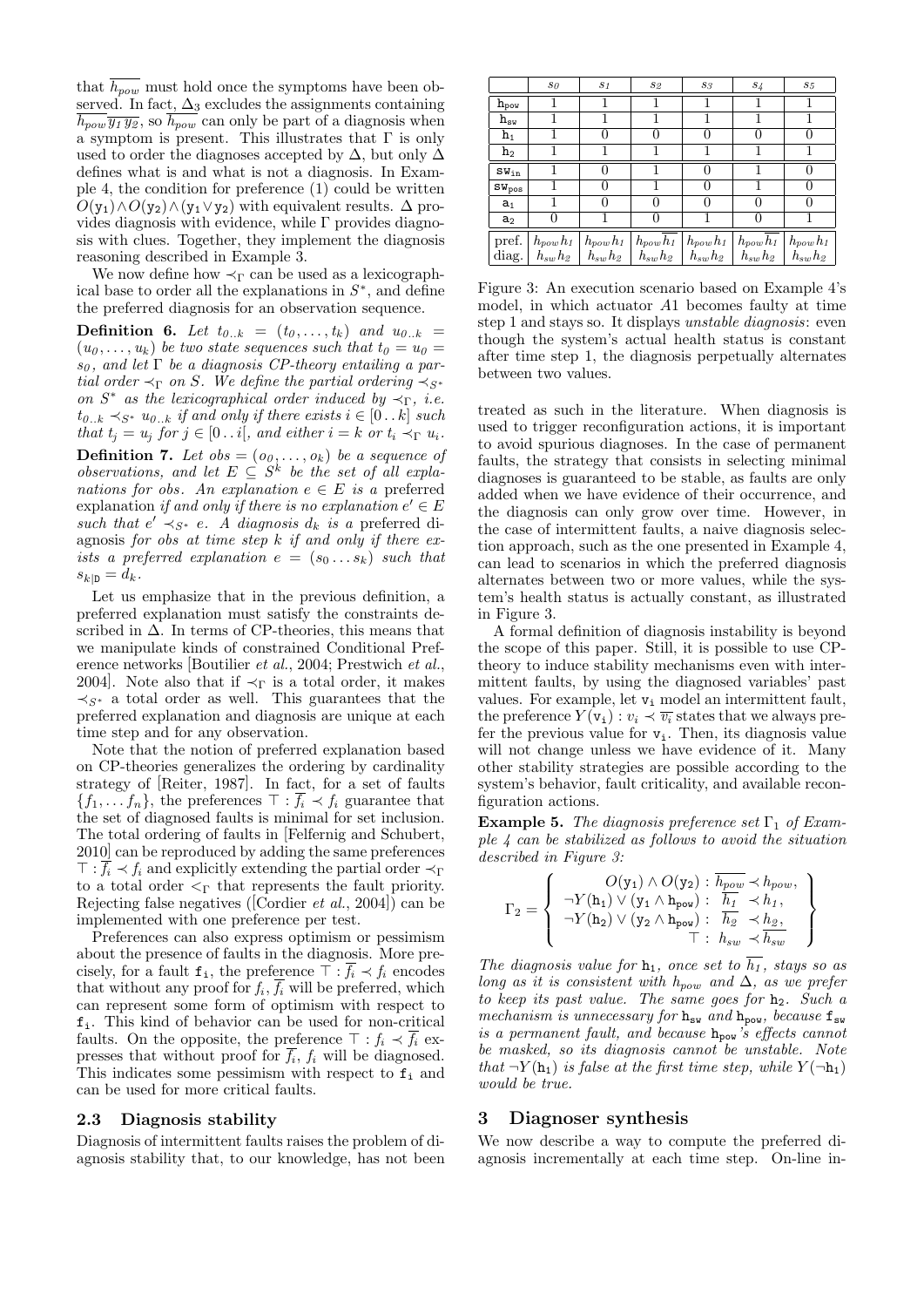that $\overline{h_{pow}}$ must hold once the symptoms have been observed. In fact, $\Delta_3$ excludes the assignments containing $\overline{h_{pow}}\,\overline{y_1}\,\overline{y_2}$, so $\overline{h_{pow}}$ can only be part of a diagnosis when a symptom is present. This illustrates that $\Gamma$ is only used to order the diagnoses accepted by $\Delta$, but only $\Delta$ defines what is and what is not a diagnosis. In Example 4, the condition for preference (1) could be written $O(\mathtt{y_1}) \wedge O(\mathtt{y_2}) \wedge (\mathtt{y_1} \vee \mathtt{y_2})$ with equivalent results. $\Delta$ provides diagnosis with evidence, while $\Gamma$ provides diagnosis with clues. Together, they implement the diagnosis reasoning described in Example 3.

We now define how $\prec_\Gamma$ can be used as a lexicographical base to order all the explanations in $S^*$, and define the preferred diagnosis for an observation sequence.

**Definition 6.** *Let $t_{0..k} = (t_0, \ldots, t_k)$ and $u_{0..k} = (u_0, \ldots, u_k)$ be two state sequences such that $t_0 = u_0 = s_0$, and let $\Gamma$ be a diagnosis CP-theory entailing a partial order $\prec_\Gamma$ on $S$. We define the partial ordering $\prec_{S^*}$ on $S^*$ as the lexicographical order induced by $\prec_\Gamma$, i.e. $t_{0..k} \prec_{S^*} u_{0..k}$ if and only if there exists $i \in [0..k]$ such that $t_j = u_j$ for $j \in [0..i[$, and either $i = k$ or $t_i \prec_\Gamma u_i$.*

**Definition 7.** *Let $obs = (o_0, \ldots, o_k)$ be a sequence of observations, and let $E \subseteq S^k$ be the set of all explanations for obs. An explanation $e \in E$ is a* preferred explanation *if and only if there is no explanation $e' \in E$ such that $e' \prec_{S^*} e$. A diagnosis $d_k$ is a* preferred diagnosis *for obs at time step $k$ if and only if there exists a preferred explanation $e = (s_0 \ldots s_k)$ such that $s_{k|\mathtt{D}} = d_k$.*

Let us emphasize that in the previous definition, a preferred explanation must satisfy the constraints described in $\Delta$. In terms of CP-theories, this means that we manipulate kinds of constrained Conditional Preference networks [Boutilier *et al.*, 2004; Prestwich *et al.*, 2004]. Note also that if $\prec_\Gamma$ is a total order, it makes $\prec_{S^*}$ a total order as well. This guarantees that the preferred explanation and diagnosis are unique at each time step and for any observation.

Note that the notion of preferred explanation based on CP-theories generalizes the ordering by cardinality strategy of [Reiter, 1987]. In fact, for a set of faults $\{f_1, \ldots f_n\}$, the preferences $\top : \overline{f_i} \prec f_i$ guarantee that the set of diagnosed faults is minimal for set inclusion. The total ordering of faults in [Felfernig and Schubert, 2010] can be reproduced by adding the same preferences $\top : \overline{f_i} \prec f_i$ and explicitly extending the partial order $\prec_\Gamma$ to a total order $<_\Gamma$ that represents the fault priority. Rejecting false negatives ([Cordier *et al.*, 2004]) can be implemented with one preference per test.

Preferences can also express optimism or pessimism about the presence of faults in the diagnosis. More precisely, for a fault $\mathtt{f_i}$, the preference $\top : \overline{f_i} \prec f_i$ encodes that without any proof for $f_i$, $\overline{f_i}$ will be preferred, which can represent some form of optimism with respect to $\mathtt{f_i}$. This kind of behavior can be used for non-critical faults. On the opposite, the preference $\top : f_i \prec \overline{f_i}$ expresses that without proof for $\overline{f_i}$, $f_i$ will be diagnosed. This indicates some pessimism with respect to $\mathtt{f_i}$ and can be used for more critical faults.

### 2.3 Diagnosis stability

Diagnosis of intermittent faults raises the problem of diagnosis stability that, to our knowledge, has not been treated as such in the literature. When diagnosis is used to trigger reconfiguration actions, it is important to avoid spurious diagnoses. In the case of permanent faults, the strategy that consists in selecting minimal diagnoses is guaranteed to be stable, as faults are only added when we have evidence of their occurrence, and the diagnosis can only grow over time. However, in the case of intermittent faults, a naive diagnosis selection approach, such as the one presented in Example 4, can lead to scenarios in which the preferred diagnosis alternates between two or more values, while the system's health status is actually constant, as illustrated in Figure 3.

|  | $s_0$ | $s_1$ | $s_2$ | $s_3$ | $s_4$ | $s_5$ |
|---|---|---|---|---|---|---|
| $\mathtt{h_{pow}}$ | 1 | 1 | 1 | 1 | 1 | 1 |
| $\mathtt{h_{sw}}$ | 1 | 1 | 1 | 1 | 1 | 1 |
| $\mathtt{h_1}$ | 1 | 0 | 0 | 0 | 0 | 0 |
| $\mathtt{h_2}$ | 1 | 1 | 1 | 1 | 1 | 1 |
| $\mathtt{sw_{in}}$ | 1 | 0 | 1 | 0 | 1 | 0 |
| $\mathtt{sw_{pos}}$ | 1 | 0 | 1 | 0 | 1 | 0 |
| $\mathtt{a_1}$ | 1 | 0 | 0 | 0 | 0 | 0 |
| $\mathtt{a_2}$ | 0 | 1 | 0 | 1 | 0 | 1 |
| pref. diag. | $h_{pow} h_1$ $h_{sw} h_2$ | $h_{pow} h_1$ $h_{sw} h_2$ | $h_{pow} \overline{h_1}$ $h_{sw} h_2$ | $h_{pow} h_1$ $h_{sw} h_2$ | $h_{pow} \overline{h_1}$ $h_{sw} h_2$ | $h_{pow} h_1$ $h_{sw} h_2$ |

Figure 3: An execution scenario based on Example 4's model, in which actuator $A1$ becomes faulty at time step 1 and stays so. It displays *unstable diagnosis*: even though the system's actual health status is constant after time step 1, the diagnosis perpetually alternates between two values.

A formal definition of diagnosis instability is beyond the scope of this paper. Still, it is possible to use CP-theory to induce stability mechanisms even with intermittent faults, by using the diagnosed variables' past values. For example, let $\mathtt{v_i}$ model an intermittent fault, the preference $Y(\mathtt{v_i}) : v_i \prec \overline{v_i}$ states that we always prefer the previous value for $\mathtt{v_i}$. Then, its diagnosis value will not change unless we have evidence of it. Many other stability strategies are possible according to the system's behavior, fault criticality, and available reconfiguration actions.

**Example 5.** *The diagnosis preference set $\Gamma_1$ of Example 4 can be stabilized as follows to avoid the situation described in Figure 3:*

$$\Gamma_2 = \left\{ \begin{array}{rl} O(\mathtt{y_1}) \wedge O(\mathtt{y_2}) : & \overline{h_{pow}} \prec h_{pow}, \\ \neg Y(\mathtt{h_1}) \vee (\mathtt{y_1} \wedge \mathtt{h_{pow}}) : & \overline{h_1} \prec h_1, \\ \neg Y(\mathtt{h_2}) \vee (\mathtt{y_2} \wedge \mathtt{h_{pow}}) : & \overline{h_2} \prec h_2, \\ \top : & h_{sw} \prec \overline{h_{sw}} \end{array} \right\}$$

*The diagnosis value for $\mathtt{h_1}$, once set to $\overline{h_1}$, stays so as long as it is consistent with $h_{pow}$ and $\Delta$, as we prefer to keep its past value. The same goes for $\mathtt{h_2}$. Such a mechanism is unnecessary for $\mathtt{h_{sw}}$ and $\mathtt{h_{pow}}$, because $\mathtt{f_{sw}}$ is a permanent fault, and because $\mathtt{h_{pow}}$'s effects cannot be masked, so its diagnosis cannot be unstable. Note that $\neg Y(\mathtt{h_1})$ is false at the first time step, while $Y(\neg \mathtt{h_1})$ would be true.*

## 3 Diagnoser synthesis

We now describe a way to compute the preferred diagnosis incrementally at each time step. On-line in-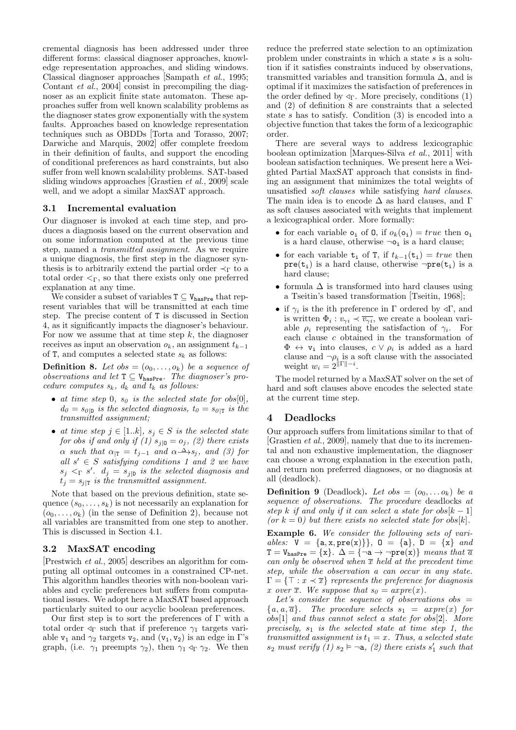cremental diagnosis has been addressed under three different forms: classical diagnoser approaches, knowledge representation approaches, and sliding windows. Classical diagnoser approaches [Sampath *et al.*, 1995; Contant *et al.*, 2004] consist in precompiling the diagnoser as an explicit finite state automaton. These approaches suffer from well known scalability problems as the diagnoser states grow exponentially with the system faults. Approaches based on knowledge representation techniques such as OBDDs [Torta and Torasso, 2007; Darwiche and Marquis, 2002] offer complete freedom in their definition of faults, and support the encoding of conditional preferences as hard constraints, but also suffer from well known scalability problems. SAT-based sliding windows approaches [Grastien *et al.*, 2009] scale well, and we adopt a similar MaxSAT approach.

### 3.1 Incremental evaluation

Our diagnoser is invoked at each time step, and produces a diagnosis based on the current observation and on some information computed at the previous time step, named a *transmitted assignment*. As we require a unique diagnosis, the first step in the diagnoser synthesis is to arbitrarily extend the partial order $\prec_\Gamma$ to a total order $<_\Gamma$, so that there exists only one preferred explanation at any time.

We consider a subset of variables $\mathtt{T} \subseteq \mathtt{V}_{\mathtt{hasPre}}$ that represent variables that will be transmitted at each time step. The precise content of T is discussed in Section 4, as it significantly impacts the diagnoser's behaviour. For now we assume that at time step $k$, the diagnoser receives as input an observation $o_k$, an assignment $t_{k-1}$ of T, and computes a selected state $s_k$ as follows:

**Definition 8.** *Let $obs = (o_0, \ldots, o_k)$ be a sequence of observations and let $\mathtt{T} \subseteq \mathtt{V}_{\mathtt{hasPre}}$. The diagnoser's procedure computes $s_k$, $d_k$ and $t_k$ as follows:*

- *at time step 0, $s_0$ is the selected state for $obs[0]$, $d_0 = s_{0|\mathtt{D}}$ is the selected diagnosis, $t_0 = s_{0|\mathtt{T}}$ is the transmitted assignment;*
- *at time step $j \in [1..k]$, $s_j \in S$ is the selected state for obs if and only if (1) $s_{j|\mathtt{O}} = o_j$, (2) there exists $\alpha$ such that $\alpha_{|\mathtt{T}} = t_{j-1}$ and $\alpha \xrightarrow{\Delta} s_j$, and (3) for all $s' \in S$ satisfying conditions 1 and 2 we have $s_j <_\Gamma s'$. $d_j = s_{j|\mathtt{D}}$ is the selected diagnosis and $t_j = s_{j|\mathtt{T}}$ is the transmitted assignment.*

Note that based on the previous definition, state sequence $(s_0, \ldots, s_k)$ is not necessarily an explanation for $(o_0, \ldots, o_k)$ (in the sense of Definition 2), because not all variables are transmitted from one step to another. This is discussed in Section 4.1.

### 3.2 MaxSAT encoding

[Prestwich *et al.*, 2005] describes an algorithm for computing all optimal outcomes in a constrained CP-net. This algorithm handles theories with non-boolean variables and cyclic preferences but suffers from computational issues. We adopt here a MaxSAT based approach particularly suited to our acyclic boolean preferences.

Our first step is to sort the preferences of $\Gamma$ with a total order $\lhd_\Gamma$ such that if preference $\gamma_1$ targets variable $\mathtt{v}_1$ and $\gamma_2$ targets $\mathtt{v}_2$, and $(\mathtt{v}_1, \mathtt{v}_2)$ is an edge in $\Gamma$'s graph, (i.e. $\gamma_1$ preempts $\gamma_2$), then $\gamma_1 \lhd_\Gamma \gamma_2$. We then reduce the preferred state selection to an optimization problem under constraints in which a state $s$ is a solution if it satisfies constraints induced by observations, transmitted variables and transition formula $\Delta$, and is optimal if it maximizes the satisfaction of preferences in the order defined by $\lhd_\Gamma$. More precisely, conditions (1) and (2) of definition 8 are constraints that a selected state $s$ has to satisfy. Condition (3) is encoded into a objective function that takes the form of a lexicographic order.

There are several ways to address lexicographic boolean optimization [Marques-Silva *et al.*, 2011] with boolean satisfaction techniques. We present here a Weighted Partial MaxSAT approach that consists in finding an assignment that minimizes the total weights of unsatisfied *soft clauses* while satisfying *hard clauses*. The main idea is to encode $\Delta$ as hard clauses, and $\Gamma$ as soft clauses associated with weights that implement a lexicographical order. More formally:

- for each variable $\mathtt{o_i}$ of O, if $o_k(\mathtt{o_i}) = true$ then $\mathtt{o_i}$ is a hard clause, otherwise $\neg\mathtt{o_i}$ is a hard clause;
- for each variable $\mathtt{t_i}$ of T, if $t_{k-1}(\mathtt{t_i}) = true$ then $\mathtt{pre}(\mathtt{t_i})$ is a hard clause, otherwise $\neg\mathtt{pre}(\mathtt{t_i})$ is a hard clause;
- formula $\Delta$ is transformed into hard clauses using a Tseitin's based transformation [Tseitin, 1968];
- if $\gamma_i$ is the ith preference in $\Gamma$ ordered by $\lhd\Gamma$, and is written $\Phi_i : v_{\gamma_i} \prec \overline{v_{\gamma_i}}$, we create a boolean variable $\rho_i$ representing the satisfaction of $\gamma_i$. For each clause $c$ obtained in the transformation of $\Phi \leftrightarrow \mathtt{v_i}$ into clauses, $c \vee \rho_i$ is added as a hard clause and $\neg\rho_i$ is a soft clause with the associated weight $w_i = 2^{\|\Gamma\|-i}$.

The model returned by a MaxSAT solver on the set of hard and soft clauses above encodes the selected state at the current time step.

## 4 Deadlocks

Our approach suffers from limitations similar to that of [Grastien *et al.*, 2009], namely that due to its incremental and non exhaustive implementation, the diagnoser can choose a wrong explanation in the execution path, and return non preferred diagnoses, or no diagnosis at all (deadlock).

**Definition 9** (Deadlock)**.** *Let $obs = (o_0, \ldots o_k)$ be a sequence of observations. The procedure* deadlocks *at step $k$ if and only if it can select a state for $obs[k-1]$ (or $k = 0$) but there exists no selected state for $obs[k]$.*

**Example 6.** *We consider the following sets of variables: $\mathtt{V} = \{\mathtt{a}, \mathtt{x}, \mathtt{pre}(\mathtt{x})\}$, $\mathtt{O} = \{\mathtt{a}\}$, $\mathtt{D} = \{\mathtt{x}\}$ and $\mathtt{T} = \mathtt{V}_{\mathtt{hasPre}} = \{\mathtt{x}\}$. $\Delta = \{\neg\mathtt{a} \rightarrow \neg\mathtt{pre}(\mathtt{x})\}$ means that $\overline{a}$ can only be observed when $\overline{x}$ held at the precedent time step, while the observation a can occur in any state. $\Gamma = \{\top : x \prec \overline{x}\}$ represents the preference for diagnosis $x$ over $\overline{x}$. We suppose that $s_0 = axpre(x)$.*

*Let's consider the sequence of observations $obs = \{a, a, \overline{a}\}$. The procedure selects $s_1 = axpre(x)$ for $obs[1]$ and thus cannot select a state for $obs[2]$. More precisely, $s_1$ is the selected state at time step 1, the transmitted assignment is $t_1 = x$. Thus, a selected state $s_2$ must verify (1) $s_2 \models \neg\mathtt{a}$, (2) there exists $s'_1$ such that*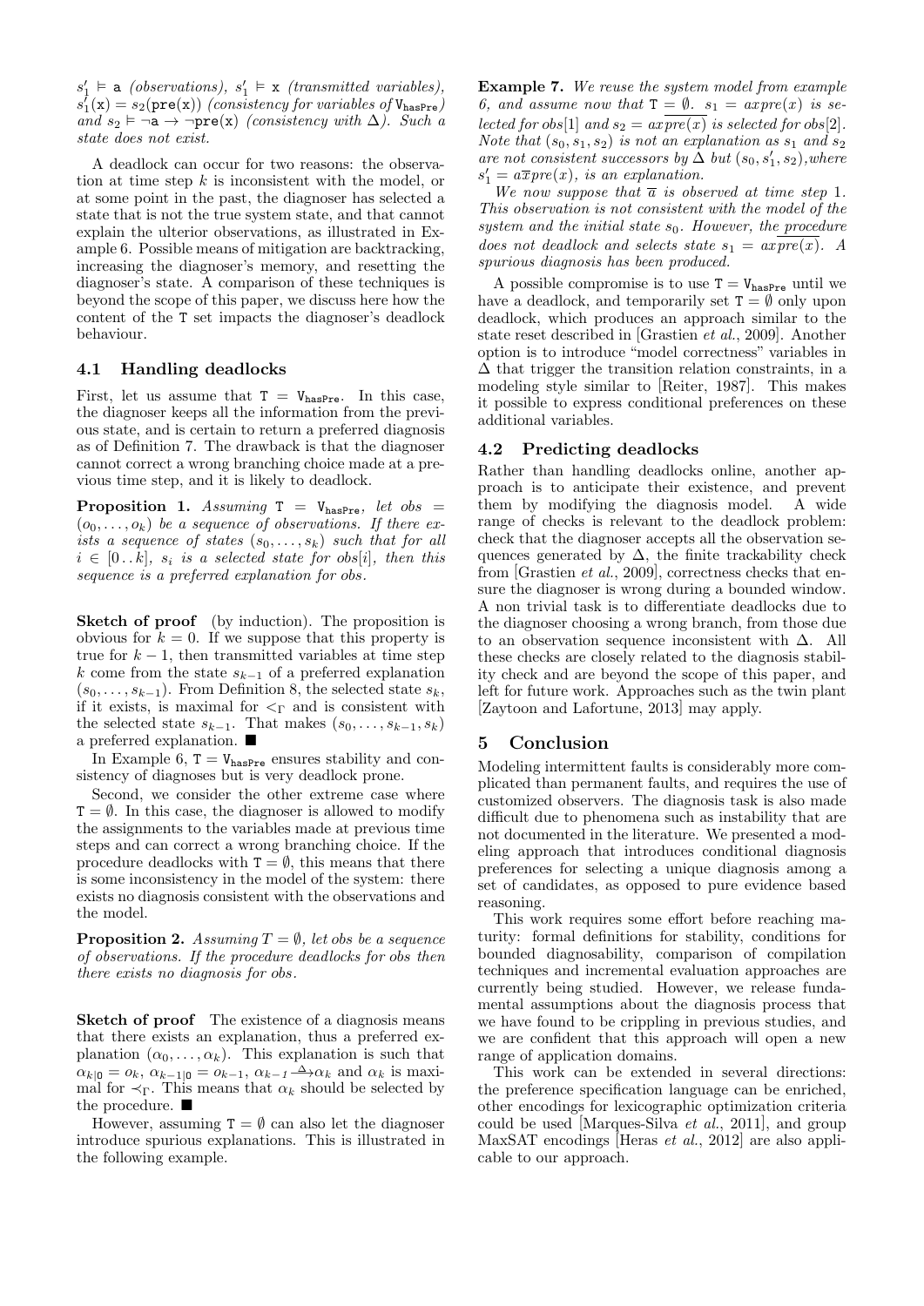$s'_1 \models \mathtt{a}$ *(observations)*, $s'_1 \models \mathtt{x}$ *(transmitted variables)*, $s'_1(\mathtt{x}) = s_2(\mathtt{pre(x)})$ *(consistency for variables of* $\mathtt{V_{hasPre}}$*) and* $s_2 \models \neg\mathtt{a} \rightarrow \neg\mathtt{pre(x)}$ *(consistency with* $\Delta$*). Such a state does not exist.*

A deadlock can occur for two reasons: the observation at time step $k$ is inconsistent with the model, or at some point in the past, the diagnoser has selected a state that is not the true system state, and that cannot explain the ulterior observations, as illustrated in Example 6. Possible means of mitigation are backtracking, increasing the diagnoser's memory, and resetting the diagnoser's state. A comparison of these techniques is beyond the scope of this paper, we discuss here how the content of the T set impacts the diagnoser's deadlock behaviour.

### 4.1 Handling deadlocks

First, let us assume that $\mathtt{T} = \mathtt{V_{hasPre}}$. In this case, the diagnoser keeps all the information from the previous state, and is certain to return a preferred diagnosis as of Definition 7. The drawback is that the diagnoser cannot correct a wrong branching choice made at a previous time step, and it is likely to deadlock.

**Proposition 1.** *Assuming* $\mathtt{T} = \mathtt{V_{hasPre}}$*, let* $obs = (o_0, \ldots, o_k)$ *be a sequence of observations. If there exists a sequence of states* $(s_0, \ldots, s_k)$ *such that for all* $i \in [0\,..\,k]$*,* $s_i$ *is a selected state for* $obs[i]$*, then this sequence is a preferred explanation for* $obs$*.*

**Sketch of proof** (by induction). The proposition is obvious for $k = 0$. If we suppose that this property is true for $k-1$, then transmitted variables at time step $k$ come from the state $s_{k-1}$ of a preferred explanation $(s_0, \ldots, s_{k-1})$. From Definition 8, the selected state $s_k$, if it exists, is maximal for $<_\Gamma$ and is consistent with the selected state $s_{k-1}$. That makes $(s_0, \ldots, s_{k-1}, s_k)$ a preferred explanation. ∎

In Example 6, $\mathtt{T} = \mathtt{V_{hasPre}}$ ensures stability and consistency of diagnoses but is very deadlock prone.

Second, we consider the other extreme case where $\mathtt{T} = \emptyset$. In this case, the diagnoser is allowed to modify the assignments to the variables made at previous time steps and can correct a wrong branching choice. If the procedure deadlocks with $\mathtt{T} = \emptyset$, this means that there is some inconsistency in the model of the system: there exists no diagnosis consistent with the observations and the model.

**Proposition 2.** *Assuming* $T = \emptyset$*, let obs be a sequence of observations. If the procedure deadlocks for obs then there exists no diagnosis for obs.*

**Sketch of proof** The existence of a diagnosis means that there exists an explanation, thus a preferred explanation $(\alpha_0, \ldots, \alpha_k)$. This explanation is such that $\alpha_{k|\mathtt{O}} = o_k$, $\alpha_{k-1|\mathtt{O}} = o_{k-1}$, $\alpha_{k-1} \xrightarrow{\Delta} \alpha_k$ and $\alpha_k$ is maximal for $\prec_\Gamma$. This means that $\alpha_k$ should be selected by the procedure. ∎

However, assuming $\mathtt{T} = \emptyset$ can also let the diagnoser introduce spurious explanations. This is illustrated in the following example.

**Example 7.** *We reuse the system model from example 6, and assume now that* $\mathtt{T} = \emptyset$*.* $s_1 = axpre(x)$ *is selected for* $obs[1]$ *and* $s_2 = a\overline{x}\overline{pre(x)}$ *is selected for* $obs[2]$*. Note that* $(s_0, s_1, s_2)$ *is not an explanation as* $s_1$ *and* $s_2$ *are not consistent successors by* $\Delta$ *but* $(s_0, s'_1, s_2)$*, where* $s'_1 = a\overline{x}pre(x)$*, is an explanation.*

*We now suppose that* $\overline{a}$ *is observed at time step 1. This observation is not consistent with the model of the system and the initial state* $s_0$*. However, the procedure does not deadlock and selects state* $s_1 = \overline{axpre(x)}$*. A spurious diagnosis has been produced.*

A possible compromise is to use $\mathtt{T} = \mathtt{V_{hasPre}}$ until we have a deadlock, and temporarily set $\mathtt{T} = \emptyset$ only upon deadlock, which produces an approach similar to the state reset described in [Grastien *et al.*, 2009]. Another option is to introduce "model correctness" variables in $\Delta$ that trigger the transition relation constraints, in a modeling style similar to [Reiter, 1987]. This makes it possible to express conditional preferences on these additional variables.

### 4.2 Predicting deadlocks

Rather than handling deadlocks online, another approach is to anticipate their existence, and prevent them by modifying the diagnosis model. A wide range of checks is relevant to the deadlock problem: check that the diagnoser accepts all the observation sequences generated by $\Delta$, the finite trackability check from [Grastien *et al.*, 2009], correctness checks that ensure the diagnoser is wrong during a bounded window. A non trivial task is to differentiate deadlocks due to the diagnoser choosing a wrong branch, from those due to an observation sequence inconsistent with $\Delta$. All these checks are closely related to the diagnosis stability check and are beyond the scope of this paper, and left for future work. Approaches such as the twin plant [Zaytoon and Lafortune, 2013] may apply.

## 5 Conclusion

Modeling intermittent faults is considerably more complicated than permanent faults, and requires the use of customized observers. The diagnosis task is also made difficult due to phenomena such as instability that are not documented in the literature. We presented a modeling approach that introduces conditional diagnosis preferences for selecting a unique diagnosis among a set of candidates, as opposed to pure evidence based reasoning.

This work requires some effort before reaching maturity: formal definitions for stability, conditions for bounded diagnosability, comparison of compilation techniques and incremental evaluation approaches are currently being studied. However, we release fundamental assumptions about the diagnosis process that we have found to be crippling in previous studies, and we are confident that this approach will open a new range of application domains.

This work can be extended in several directions: the preference specification language can be enriched, other encodings for lexicographic optimization criteria could be used [Marques-Silva *et al.*, 2011], and group MaxSAT encodings [Heras *et al.*, 2012] are also applicable to our approach.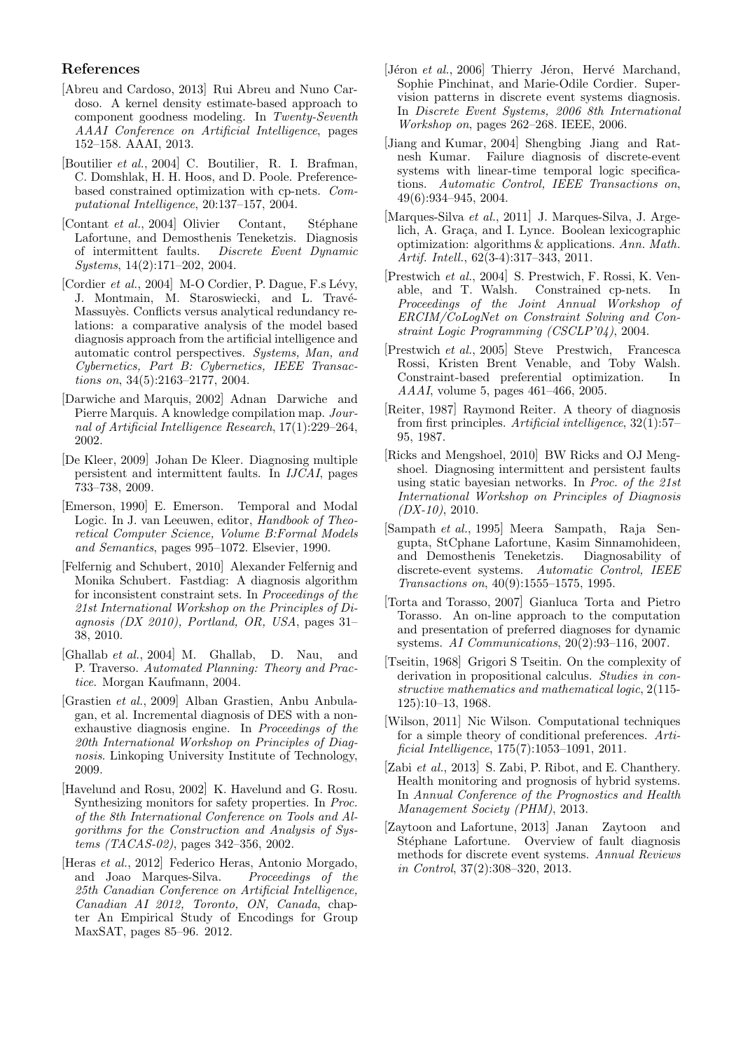## References

[Abreu and Cardoso, 2013] Rui Abreu and Nuno Cardoso. A kernel density estimate-based approach to component goodness modeling. In *Twenty-Seventh AAAI Conference on Artificial Intelligence*, pages 152–158. AAAI, 2013.

[Boutilier *et al.*, 2004] C. Boutilier, R. I. Brafman, C. Domshlak, H. H. Hoos, and D. Poole. Preference-based constrained optimization with cp-nets. *Computational Intelligence*, 20:137–157, 2004.

[Contant *et al.*, 2004] Olivier Contant, Stéphane Lafortune, and Demosthenis Teneketzis. Diagnosis of intermittent faults. *Discrete Event Dynamic Systems*, 14(2):171–202, 2004.

[Cordier *et al.*, 2004] M-O Cordier, P. Dague, F.s Lévy, J. Montmain, M. Staroswiecki, and L. Travé-Massuyès. Conflicts versus analytical redundancy relations: a comparative analysis of the model based diagnosis approach from the artificial intelligence and automatic control perspectives. *Systems, Man, and Cybernetics, Part B: Cybernetics, IEEE Transactions on*, 34(5):2163–2177, 2004.

[Darwiche and Marquis, 2002] Adnan Darwiche and Pierre Marquis. A knowledge compilation map. *Journal of Artificial Intelligence Research*, 17(1):229–264, 2002.

[De Kleer, 2009] Johan De Kleer. Diagnosing multiple persistent and intermittent faults. In *IJCAI*, pages 733–738, 2009.

[Emerson, 1990] E. Emerson. Temporal and Modal Logic. In J. van Leeuwen, editor, *Handbook of Theoretical Computer Science, Volume B:Formal Models and Semantics*, pages 995–1072. Elsevier, 1990.

[Felfernig and Schubert, 2010] Alexander Felfernig and Monika Schubert. Fastdiag: A diagnosis algorithm for inconsistent constraint sets. In *Proceedings of the 21st International Workshop on the Principles of Diagnosis (DX 2010), Portland, OR, USA*, pages 31–38, 2010.

[Ghallab *et al.*, 2004] M. Ghallab, D. Nau, and P. Traverso. *Automated Planning: Theory and Practice*. Morgan Kaufmann, 2004.

[Grastien *et al.*, 2009] Alban Grastien, Anbu Anbulagan, et al. Incremental diagnosis of DES with a non-exhaustive diagnosis engine. In *Proceedings of the 20th International Workshop on Principles of Diagnosis*. Linkoping University Institute of Technology, 2009.

[Havelund and Rosu, 2002] K. Havelund and G. Rosu. Synthesizing monitors for safety properties. In *Proc. of the 8th International Conference on Tools and Algorithms for the Construction and Analysis of Systems (TACAS-02)*, pages 342–356, 2002.

[Heras *et al.*, 2012] Federico Heras, Antonio Morgado, and Joao Marques-Silva. *Proceedings of the 25th Canadian Conference on Artificial Intelligence, Canadian AI 2012, Toronto, ON, Canada*, chapter An Empirical Study of Encodings for Group MaxSAT, pages 85–96. 2012.

[Jéron *et al.*, 2006] Thierry Jéron, Hervé Marchand, Sophie Pinchinat, and Marie-Odile Cordier. Supervision patterns in discrete event systems diagnosis. In *Discrete Event Systems, 2006 8th International Workshop on*, pages 262–268. IEEE, 2006.

[Jiang and Kumar, 2004] Shengbing Jiang and Ratnesh Kumar. Failure diagnosis of discrete-event systems with linear-time temporal logic specifications. *Automatic Control, IEEE Transactions on*, 49(6):934–945, 2004.

[Marques-Silva *et al.*, 2011] J. Marques-Silva, J. Argelich, A. Graça, and I. Lynce. Boolean lexicographic optimization: algorithms & applications. *Ann. Math. Artif. Intell.*, 62(3-4):317–343, 2011.

[Prestwich *et al.*, 2004] S. Prestwich, F. Rossi, K. Venable, and T. Walsh. Constrained cp-nets. In *Proceedings of the Joint Annual Workshop of ERCIM/CoLogNet on Constraint Solving and Constraint Logic Programming (CSCLP'04)*, 2004.

[Prestwich *et al.*, 2005] Steve Prestwich, Francesca Rossi, Kristen Brent Venable, and Toby Walsh. Constraint-based preferential optimization. In *AAAI*, volume 5, pages 461–466, 2005.

[Reiter, 1987] Raymond Reiter. A theory of diagnosis from first principles. *Artificial intelligence*, 32(1):57–95, 1987.

[Ricks and Mengshoel, 2010] BW Ricks and OJ Mengshoel. Diagnosing intermittent and persistent faults using static bayesian networks. In *Proc. of the 21st International Workshop on Principles of Diagnosis (DX-10)*, 2010.

[Sampath *et al.*, 1995] Meera Sampath, Raja Sengupta, StCphane Lafortune, Kasim Sinnamohideen, and Demosthenis Teneketzis. Diagnosability of discrete-event systems. *Automatic Control, IEEE Transactions on*, 40(9):1555–1575, 1995.

[Torta and Torasso, 2007] Gianluca Torta and Pietro Torasso. An on-line approach to the computation and presentation of preferred diagnoses for dynamic systems. *AI Communications*, 20(2):93–116, 2007.

[Tseitin, 1968] Grigori S Tseitin. On the complexity of derivation in propositional calculus. *Studies in constructive mathematics and mathematical logic*, 2(115-125):10–13, 1968.

[Wilson, 2011] Nic Wilson. Computational techniques for a simple theory of conditional preferences. *Artificial Intelligence*, 175(7):1053–1091, 2011.

[Zabi *et al.*, 2013] S. Zabi, P. Ribot, and E. Chanthery. Health monitoring and prognosis of hybrid systems. In *Annual Conference of the Prognostics and Health Management Society (PHM)*, 2013.

[Zaytoon and Lafortune, 2013] Janan Zaytoon and Stéphane Lafortune. Overview of fault diagnosis methods for discrete event systems. *Annual Reviews in Control*, 37(2):308–320, 2013.